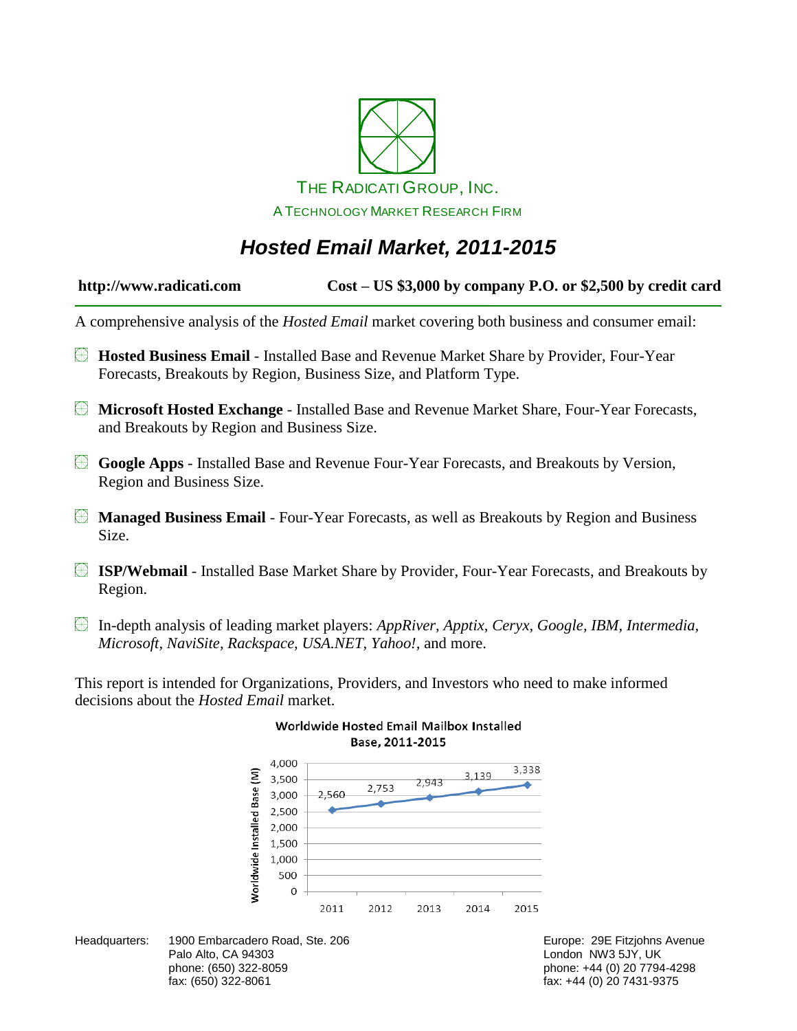THE RADICATI GROUP, INC.

A TECHNOLOGY MARKET RESEARCH FIRM

# *Hosted Email Market, 2011-2015*

**http://www.radicati.com** **Cost – US $3,000 by company P.O. or $2,500 by credit card**

A comprehensive analysis of the *Hosted Email* market covering both business and consumer email:

- **Hosted Business Email** - Installed Base and Revenue Market Share by Provider, Four-Year Forecasts, Breakouts by Region, Business Size, and Platform Type.
- **Microsoft Hosted Exchange** - Installed Base and Revenue Market Share, Four-Year Forecasts, and Breakouts by Region and Business Size.
- **Google Apps** - Installed Base and Revenue Four-Year Forecasts, and Breakouts by Version, Region and Business Size.
- **Managed Business Email** - Four-Year Forecasts, as well as Breakouts by Region and Business Size.
- **ISP/Webmail** - Installed Base Market Share by Provider, Four-Year Forecasts, and Breakouts by Region.
- In-depth analysis of leading market players: *AppRiver, Apptix, Ceryx, Google, IBM, Intermedia, Microsoft, NaviSite, Rackspace, USA.NET, Yahoo!*, and more.

This report is intended for Organizations, Providers, and Investors who need to make informed decisions about the *Hosted Email* market.

**Worldwide Hosted Email Mailbox Installed Base, 2011-2015**

| Year | Worldwide Installed Base (M) |
|---|---|
| 2011 | 2,560 |
| 2012 | 2,753 |
| 2013 | 2,943 |
| 2014 | 3,139 |
| 2015 | 3,338 |

Headquarters: 1900 Embarcadero Road, Ste. 206
Palo Alto, CA 94303
phone: (650) 322-8059
fax: (650) 322-8061

Europe: 29E Fitzjohns Avenue
London NW3 5JY, UK
phone: +44 (0) 20 7794-4298
fax: +44 (0) 20 7431-9375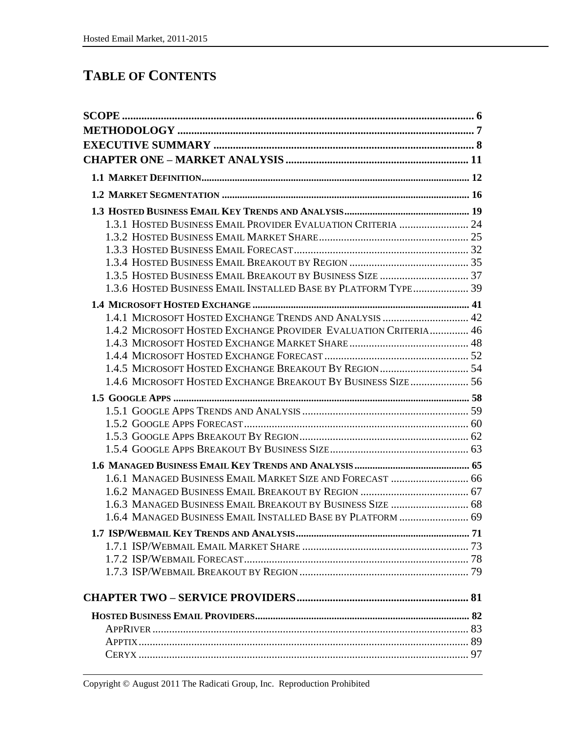# TABLE OF CONTENTS

**SCOPE** ........................................................................ 6
**METHODOLOGY** ................................................................ 7
**EXECUTIVE SUMMARY** ....................................................... 8
**CHAPTER ONE – MARKET ANALYSIS** ....................................... 11

**1.1 MARKET DEFINITION** ........................................................ 12
**1.2 MARKET SEGMENTATION** ................................................... 16
**1.3 HOSTED BUSINESS EMAIL KEY TRENDS AND ANALYSIS** ...................... 19
- 1.3.1 HOSTED BUSINESS EMAIL PROVIDER EVALUATION CRITERIA ......... 24
- 1.3.2 HOSTED BUSINESS EMAIL MARKET SHARE ............................... 25
- 1.3.3 HOSTED BUSINESS EMAIL FORECAST ..................................... 32
- 1.3.4 HOSTED BUSINESS EMAIL BREAKOUT BY REGION ........................ 35
- 1.3.5 HOSTED BUSINESS EMAIL BREAKOUT BY BUSINESS SIZE ................ 37
- 1.3.6 HOSTED BUSINESS EMAIL INSTALLED BASE BY PLATFORM TYPE ......... 39

**1.4 MICROSOFT HOSTED EXCHANGE** ........................................... 41
- 1.4.1 MICROSOFT HOSTED EXCHANGE TRENDS AND ANALYSIS .................. 42
- 1.4.2 MICROSOFT HOSTED EXCHANGE PROVIDER EVALUATION CRITERIA ........ 46
- 1.4.3 MICROSOFT HOSTED EXCHANGE MARKET SHARE .......................... 48
- 1.4.4 MICROSOFT HOSTED EXCHANGE FORECAST ............................... 52
- 1.4.5 MICROSOFT HOSTED EXCHANGE BREAKOUT BY REGION .................... 54
- 1.4.6 MICROSOFT HOSTED EXCHANGE BREAKOUT BY BUSINESS SIZE ............ 56

**1.5 GOOGLE APPS** ................................................................ 58
- 1.5.1 GOOGLE APPS TRENDS AND ANALYSIS .................................... 59
- 1.5.2 GOOGLE APPS FORECAST .................................................. 60
- 1.5.3 GOOGLE APPS BREAKOUT BY REGION ...................................... 62
- 1.5.4 GOOGLE APPS BREAKOUT BY BUSINESS SIZE .............................. 63

**1.6 MANAGED BUSINESS EMAIL KEY TRENDS AND ANALYSIS** ...................... 65
- 1.6.1 MANAGED BUSINESS EMAIL MARKET SIZE AND FORECAST ................ 66
- 1.6.2 MANAGED BUSINESS EMAIL BREAKOUT BY REGION ........................ 67
- 1.6.3 MANAGED BUSINESS EMAIL BREAKOUT BY BUSINESS SIZE ................ 68
- 1.6.4 MANAGED BUSINESS EMAIL INSTALLED BASE BY PLATFORM ............... 69

**1.7 ISP/WEBMAIL KEY TRENDS AND ANALYSIS** ................................. 71
- 1.7.1 ISP/WEBMAIL EMAIL MARKET SHARE ...................................... 73
- 1.7.2 ISP/WEBMAIL FORECAST .................................................. 78
- 1.7.3 ISP/WEBMAIL BREAKOUT BY REGION ...................................... 79

**CHAPTER TWO – SERVICE PROVIDERS** ....................................... 81

**HOSTED BUSINESS EMAIL PROVIDERS** .......................................... 82
- APPRIVER ......................................................................... 83
- APPTIX ........................................................................... 89
- CERYX ............................................................................ 97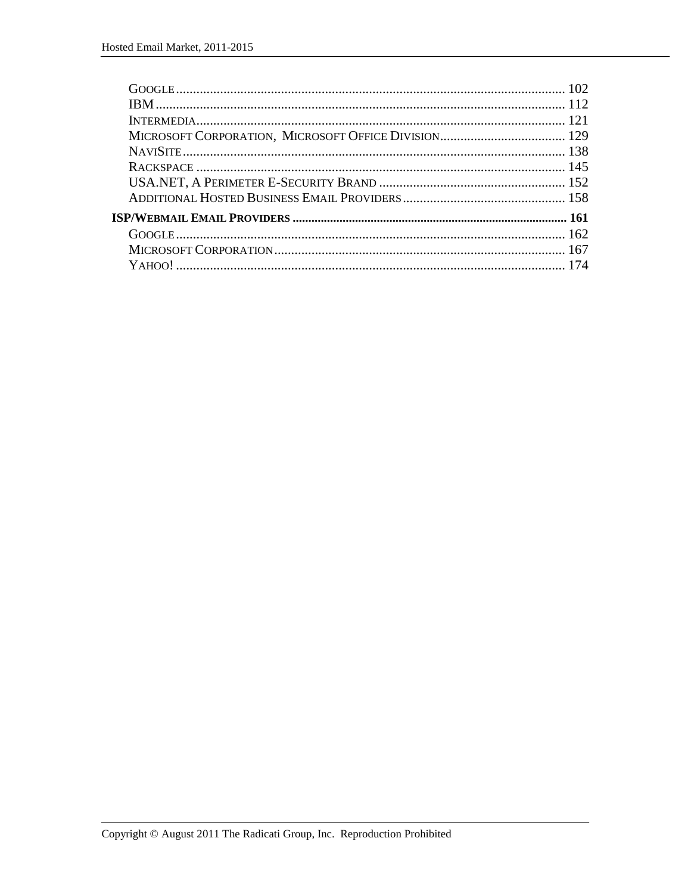- Google ........................................................ 102
- IBM ........................................................ 112
- Intermedia ........................................................ 121
- Microsoft Corporation, Microsoft Office Division ........................................................ 129
- NaviSite ........................................................ 138
- Rackspace ........................................................ 145
- USA.NET, A Perimeter E-Security Brand ........................................................ 152
- Additional Hosted Business Email Providers ........................................................ 158

**ISP/Webmail Email Providers ........................................................ 161**

- Google ........................................................ 162
- Microsoft Corporation ........................................................ 167
- Yahoo! ........................................................ 174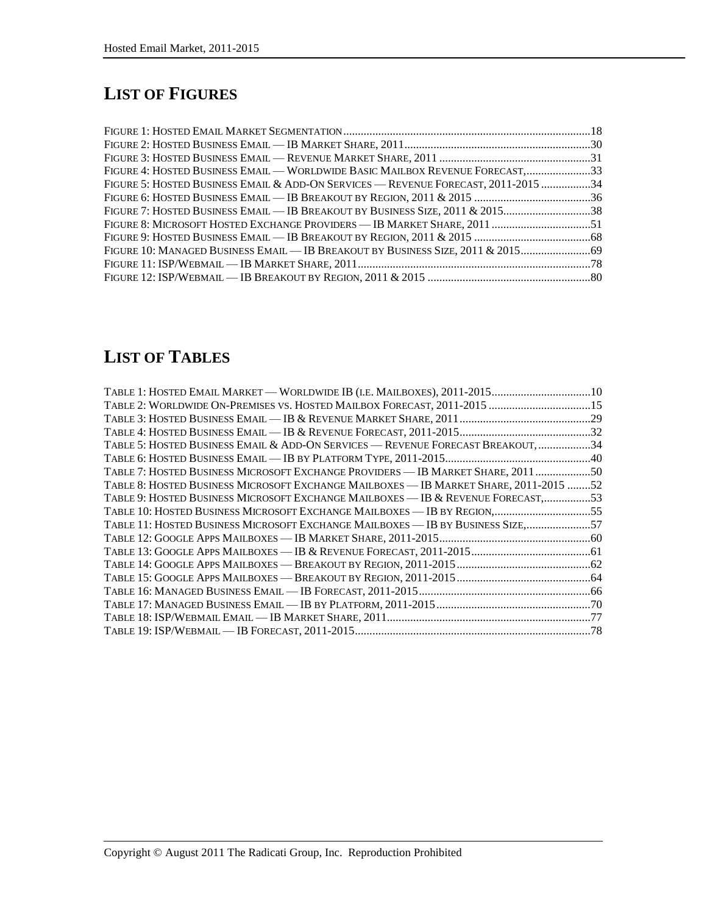# LIST OF FIGURES

FIGURE 1: HOSTED EMAIL MARKET SEGMENTATION....................................................................................18
FIGURE 2: HOSTED BUSINESS EMAIL — IB MARKET SHARE, 2011..............................................................30
FIGURE 3: HOSTED BUSINESS EMAIL — REVENUE MARKET SHARE, 2011 ...................................................31
FIGURE 4: HOSTED BUSINESS EMAIL — WORLDWIDE BASIC MAILBOX REVENUE FORECAST,......................33
FIGURE 5: HOSTED BUSINESS EMAIL & ADD-ON SERVICES — REVENUE FORECAST, 2011-2015 .................34
FIGURE 6: HOSTED BUSINESS EMAIL — IB BREAKOUT BY REGION, 2011 & 2015 ........................................36
FIGURE 7: HOSTED BUSINESS EMAIL — IB BREAKOUT BY BUSINESS SIZE, 2011 & 2015..............................38
FIGURE 8: MICROSOFT HOSTED EXCHANGE PROVIDERS — IB MARKET SHARE, 2011 ..................................51
FIGURE 9: HOSTED BUSINESS EMAIL — IB BREAKOUT BY REGION, 2011 & 2015 ........................................68
FIGURE 10: MANAGED BUSINESS EMAIL — IB BREAKOUT BY BUSINESS SIZE, 2011 & 2015........................69
FIGURE 11: ISP/WEBMAIL — IB MARKET SHARE, 2011...............................................................................78
FIGURE 12: ISP/WEBMAIL — IB BREAKOUT BY REGION, 2011 & 2015 .......................................................80

# LIST OF TABLES

TABLE 1: HOSTED EMAIL MARKET — WORLDWIDE IB (I.E. MAILBOXES), 2011-2015..................................10
TABLE 2: WORLDWIDE ON-PREMISES VS. HOSTED MAILBOX FORECAST, 2011-2015 ...................................15
TABLE 3: HOSTED BUSINESS EMAIL — IB & REVENUE MARKET SHARE, 2011............................................29
TABLE 4: HOSTED BUSINESS EMAIL — IB & REVENUE FORECAST, 2011-2015............................................32
TABLE 5: HOSTED BUSINESS EMAIL & ADD-ON SERVICES — REVENUE FORECAST BREAKOUT, ..................34
TABLE 6: HOSTED BUSINESS EMAIL — IB BY PLATFORM TYPE, 2011-2015.................................................40
TABLE 7: HOSTED BUSINESS MICROSOFT EXCHANGE PROVIDERS — IB MARKET SHARE, 2011...................50
TABLE 8: HOSTED BUSINESS MICROSOFT EXCHANGE MAILBOXES — IB MARKET SHARE, 2011-2015 ........52
TABLE 9: HOSTED BUSINESS MICROSOFT EXCHANGE MAILBOXES — IB & REVENUE FORECAST,................53
TABLE 10: HOSTED BUSINESS MICROSOFT EXCHANGE MAILBOXES — IB BY REGION,.................................55
TABLE 11: HOSTED BUSINESS MICROSOFT EXCHANGE MAILBOXES — IB BY BUSINESS SIZE,......................57
TABLE 12: GOOGLE APPS MAILBOXES — IB MARKET SHARE, 2011-2015...................................................60
TABLE 13: GOOGLE APPS MAILBOXES — IB & REVENUE FORECAST, 2011-2015.........................................61
TABLE 14: GOOGLE APPS MAILBOXES — BREAKOUT BY REGION, 2011-2015..............................................62
TABLE 15: GOOGLE APPS MAILBOXES — BREAKOUT BY REGION, 2011-2015..............................................64
TABLE 16: MANAGED BUSINESS EMAIL — IB FORECAST, 2011-2015...........................................................66
TABLE 17: MANAGED BUSINESS EMAIL — IB BY PLATFORM, 2011-2015....................................................70
TABLE 18: ISP/WEBMAIL EMAIL — IB MARKET SHARE, 2011......................................................................77
TABLE 19: ISP/WEBMAIL — IB FORECAST, 2011-2015................................................................................78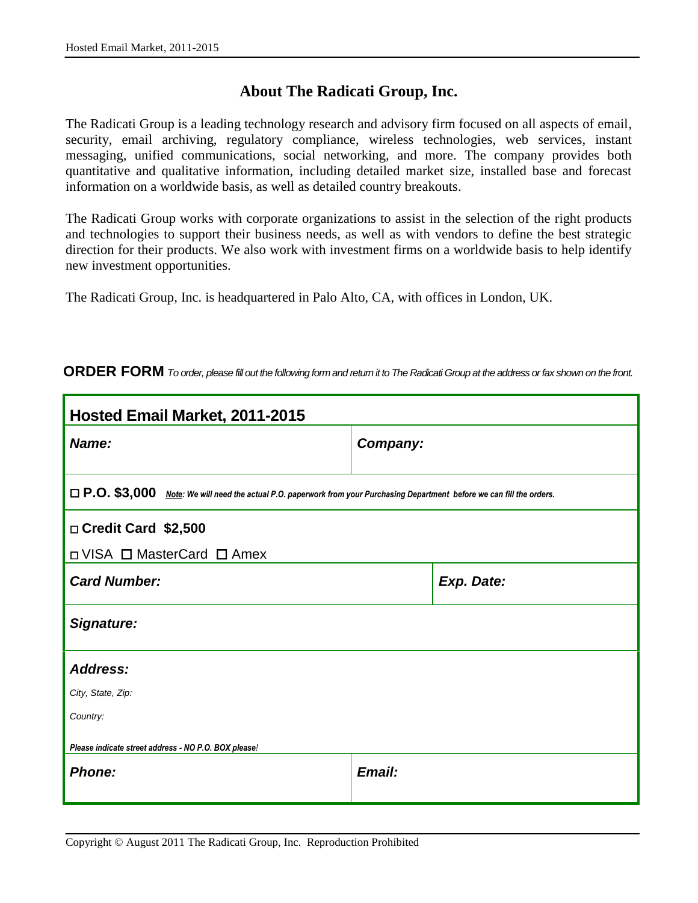## About The Radicati Group, Inc.

The Radicati Group is a leading technology research and advisory firm focused on all aspects of email, security, email archiving, regulatory compliance, wireless technologies, web services, instant messaging, unified communications, social networking, and more. The company provides both quantitative and qualitative information, including detailed market size, installed base and forecast information on a worldwide basis, as well as detailed country breakouts.

The Radicati Group works with corporate organizations to assist in the selection of the right products and technologies to support their business needs, as well as with vendors to define the best strategic direction for their products. We also work with investment firms on a worldwide basis to help identify new investment opportunities.

The Radicati Group, Inc. is headquartered in Palo Alto, CA, with offices in London, UK.

**ORDER FORM** *To order, please fill out the following form and return it to The Radicati Group at the address or fax shown on the front.*

| **Hosted Email Market, 2011-2015** | | |
|---|---|---|
| ***Name:*** | ***Company:*** | |
| ☐ **P.O. $3,000** ***Note: We will need the actual P.O. paperwork from your Purchasing Department before we can fill the orders.*** | | |
| ☐ **Credit Card $2,500**<br>☐ VISA ☐ MasterCard ☐ Amex | | |
| ***Card Number:*** | | ***Exp. Date:*** |
| ***Signature:*** | | |
| ***Address:***<br>*City, State, Zip:*<br>*Country:*<br>***Please indicate street address - NO P.O. BOX please!*** | | |
| ***Phone:*** | ***Email:*** | |

Copyright © August 2011 The Radicati Group, Inc. Reproduction Prohibited